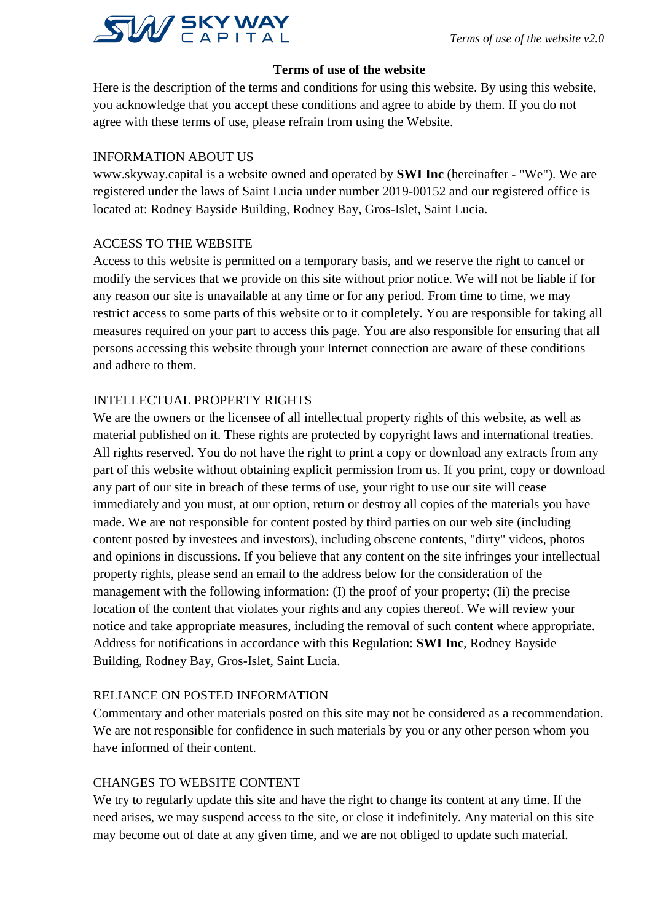# Terms of use of the website

Here is the description of the terms and conditions for using this website. By using this website, you acknowledge that you accept these conditions and agree to abide by them. If you do not agree with these terms of use, please refrain from using the Website.

## INFORMATION ABOUT US

www.skyway.capital is a website owned and operated by **SWI Inc** (hereinafter - "We"). We are registered under the laws of Saint Lucia under number 2019-00152 and our registered office is located at: Rodney Bayside Building, Rodney Bay, Gros-Islet, Saint Lucia.

## ACCESS TO THE WEBSITE

Access to this website is permitted on a temporary basis, and we reserve the right to cancel or modify the services that we provide on this site without prior notice. We will not be liable if for any reason our site is unavailable at any time or for any period. From time to time, we may restrict access to some parts of this website or to it completely. You are responsible for taking all measures required on your part to access this page. You are also responsible for ensuring that all persons accessing this website through your Internet connection are aware of these conditions and adhere to them.

## INTELLECTUAL PROPERTY RIGHTS

We are the owners or the licensee of all intellectual property rights of this website, as well as material published on it. These rights are protected by copyright laws and international treaties. All rights reserved. You do not have the right to print a copy or download any extracts from any part of this website without obtaining explicit permission from us. If you print, copy or download any part of our site in breach of these terms of use, your right to use our site will cease immediately and you must, at our option, return or destroy all copies of the materials you have made. We are not responsible for content posted by third parties on our web site (including content posted by investees and investors), including obscene contents, "dirty" videos, photos and opinions in discussions. If you believe that any content on the site infringes your intellectual property rights, please send an email to the address below for the consideration of the management with the following information: (I) the proof of your property; (Ii) the precise location of the content that violates your rights and any copies thereof. We will review your notice and take appropriate measures, including the removal of such content where appropriate. Address for notifications in accordance with this Regulation: **SWI Inc**, Rodney Bayside Building, Rodney Bay, Gros-Islet, Saint Lucia.

## RELIANCE ON POSTED INFORMATION

Commentary and other materials posted on this site may not be considered as a recommendation. We are not responsible for confidence in such materials by you or any other person whom you have informed of their content.

## CHANGES TO WEBSITE CONTENT

We try to regularly update this site and have the right to change its content at any time. If the need arises, we may suspend access to the site, or close it indefinitely. Any material on this site may become out of date at any given time, and we are not obliged to update such material.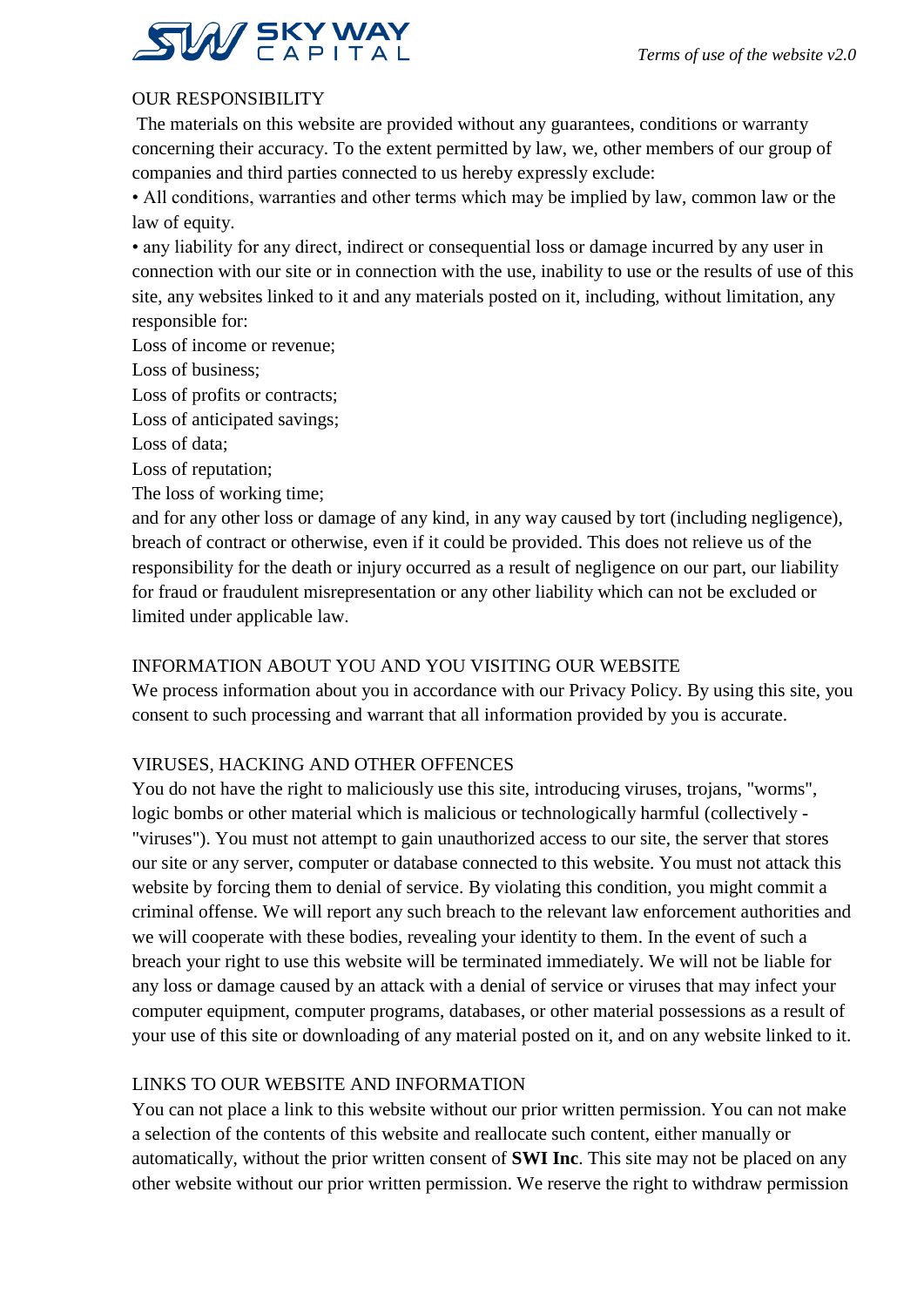## OUR RESPONSIBILITY

The materials on this website are provided without any guarantees, conditions or warranty concerning their accuracy. To the extent permitted by law, we, other members of our group of companies and third parties connected to us hereby expressly exclude:

• All conditions, warranties and other terms which may be implied by law, common law or the law of equity.

• any liability for any direct, indirect or consequential loss or damage incurred by any user in connection with our site or in connection with the use, inability to use or the results of use of this site, any websites linked to it and any materials posted on it, including, without limitation, any responsible for:

Loss of income or revenue;
Loss of business;
Loss of profits or contracts;
Loss of anticipated savings;
Loss of data;
Loss of reputation;
The loss of working time;

and for any other loss or damage of any kind, in any way caused by tort (including negligence), breach of contract or otherwise, even if it could be provided. This does not relieve us of the responsibility for the death or injury occurred as a result of negligence on our part, our liability for fraud or fraudulent misrepresentation or any other liability which can not be excluded or limited under applicable law.

## INFORMATION ABOUT YOU AND YOU VISITING OUR WEBSITE

We process information about you in accordance with our Privacy Policy. By using this site, you consent to such processing and warrant that all information provided by you is accurate.

## VIRUSES, HACKING AND OTHER OFFENCES

You do not have the right to maliciously use this site, introducing viruses, trojans, "worms", logic bombs or other material which is malicious or technologically harmful (collectively - "viruses"). You must not attempt to gain unauthorized access to our site, the server that stores our site or any server, computer or database connected to this website. You must not attack this website by forcing them to denial of service. By violating this condition, you might commit a criminal offense. We will report any such breach to the relevant law enforcement authorities and we will cooperate with these bodies, revealing your identity to them. In the event of such a breach your right to use this website will be terminated immediately. We will not be liable for any loss or damage caused by an attack with a denial of service or viruses that may infect your computer equipment, computer programs, databases, or other material possessions as a result of your use of this site or downloading of any material posted on it, and on any website linked to it.

## LINKS TO OUR WEBSITE AND INFORMATION

You can not place a link to this website without our prior written permission. You can not make a selection of the contents of this website and reallocate such content, either manually or automatically, without the prior written consent of **SWI Inc**. This site may not be placed on any other website without our prior written permission. We reserve the right to withdraw permission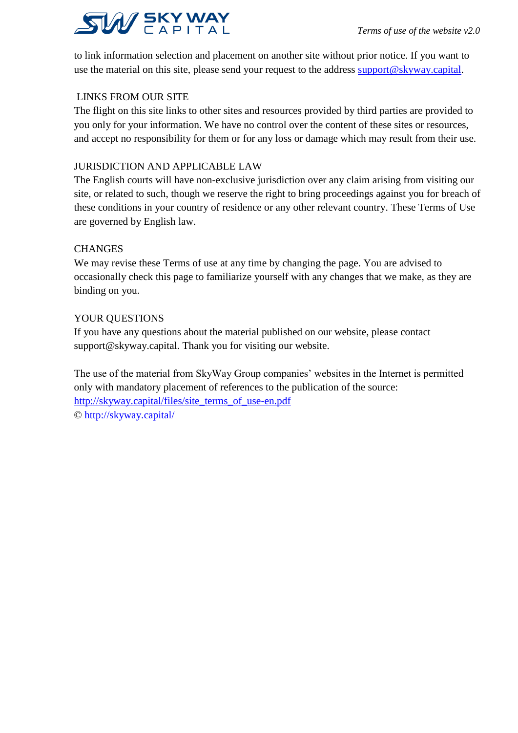to link information selection and placement on another site without prior notice. If you want to use the material on this site, please send your request to the address support@skyway.capital.

## LINKS FROM OUR SITE

The flight on this site links to other sites and resources provided by third parties are provided to you only for your information. We have no control over the content of these sites or resources, and accept no responsibility for them or for any loss or damage which may result from their use.

## JURISDICTION AND APPLICABLE LAW

The English courts will have non-exclusive jurisdiction over any claim arising from visiting our site, or related to such, though we reserve the right to bring proceedings against you for breach of these conditions in your country of residence or any other relevant country. These Terms of Use are governed by English law.

## CHANGES

We may revise these Terms of use at any time by changing the page. You are advised to occasionally check this page to familiarize yourself with any changes that we make, as they are binding on you.

## YOUR QUESTIONS

If you have any questions about the material published on our website, please contact support@skyway.capital. Thank you for visiting our website.

The use of the material from SkyWay Group companies' websites in the Internet is permitted only with mandatory placement of references to the publication of the source:
http://skyway.capital/files/site_terms_of_use-en.pdf
© http://skyway.capital/